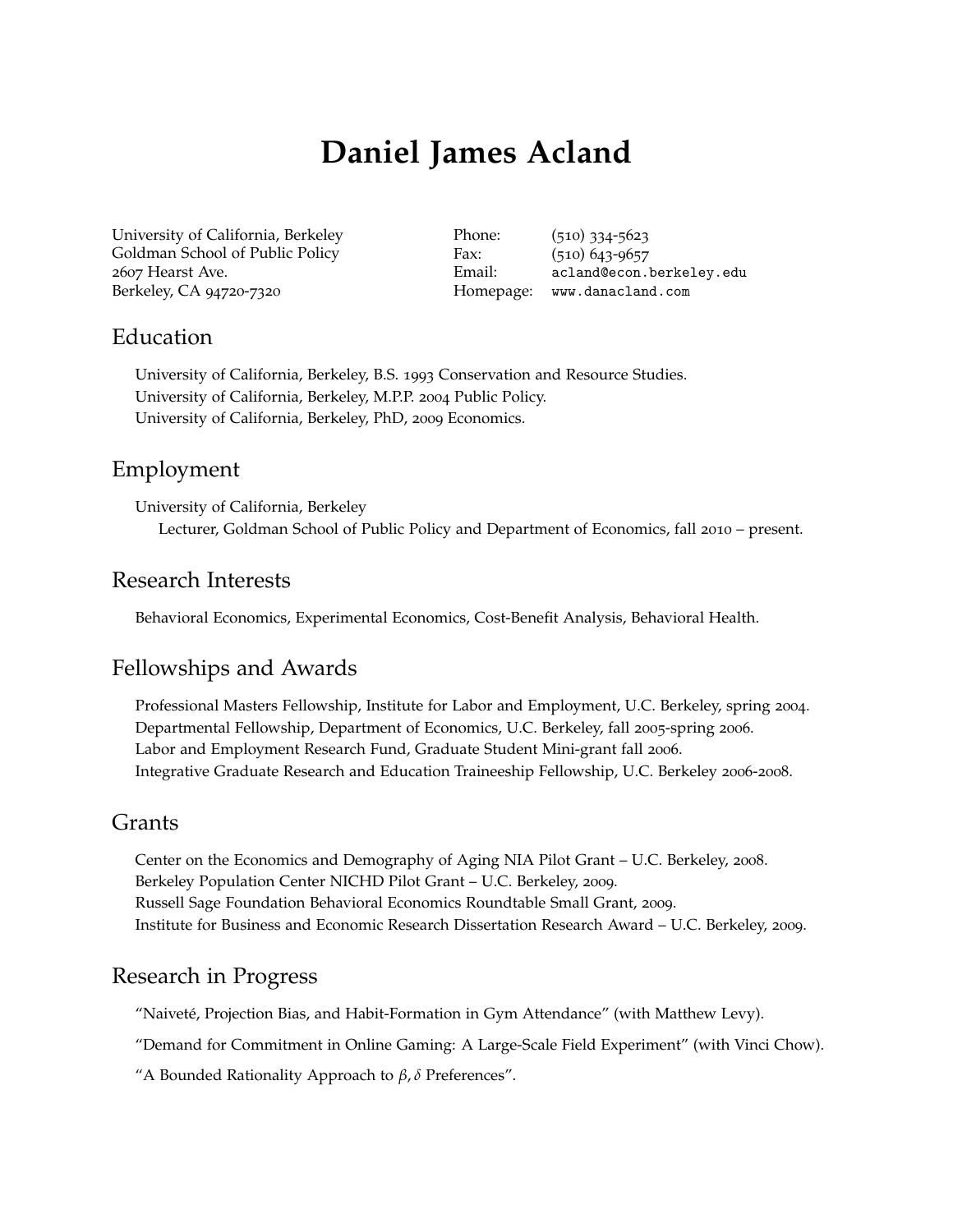# Daniel James Acland

University of California, Berkeley
Goldman School of Public Policy
2607 Hearst Ave.
Berkeley, CA 94720-7320

Phone: (510) 334-5623
Fax: (510) 643-9657
Email: acland@econ.berkeley.edu
Homepage: www.danacland.com

## Education

University of California, Berkeley, B.S. 1993 Conservation and Resource Studies.
University of California, Berkeley, M.P.P. 2004 Public Policy.
University of California, Berkeley, PhD, 2009 Economics.

## Employment

University of California, Berkeley
Lecturer, Goldman School of Public Policy and Department of Economics, fall 2010 – present.

## Research Interests

Behavioral Economics, Experimental Economics, Cost-Benefit Analysis, Behavioral Health.

## Fellowships and Awards

Professional Masters Fellowship, Institute for Labor and Employment, U.C. Berkeley, spring 2004.
Departmental Fellowship, Department of Economics, U.C. Berkeley, fall 2005-spring 2006.
Labor and Employment Research Fund, Graduate Student Mini-grant fall 2006.
Integrative Graduate Research and Education Traineeship Fellowship, U.C. Berkeley 2006-2008.

## Grants

Center on the Economics and Demography of Aging NIA Pilot Grant – U.C. Berkeley, 2008.
Berkeley Population Center NICHD Pilot Grant – U.C. Berkeley, 2009.
Russell Sage Foundation Behavioral Economics Roundtable Small Grant, 2009.
Institute for Business and Economic Research Dissertation Research Award – U.C. Berkeley, 2009.

## Research in Progress

"Naiveté, Projection Bias, and Habit-Formation in Gym Attendance" (with Matthew Levy).

"Demand for Commitment in Online Gaming: A Large-Scale Field Experiment" (with Vinci Chow).

"A Bounded Rationality Approach to $\beta, \delta$ Preferences".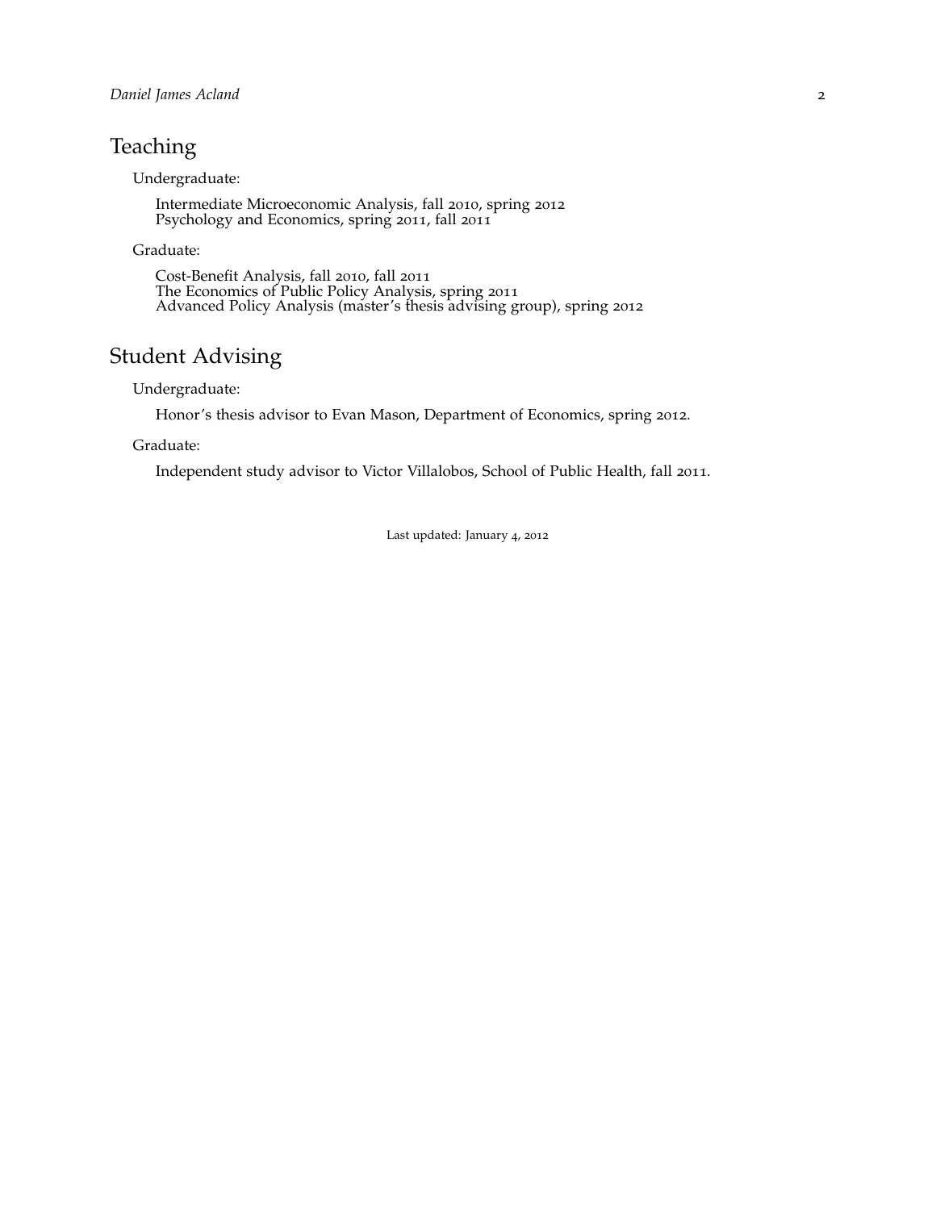## Teaching

Undergraduate:

Intermediate Microeconomic Analysis, fall 2010, spring 2012
Psychology and Economics, spring 2011, fall 2011

Graduate:

Cost-Benefit Analysis, fall 2010, fall 2011
The Economics of Public Policy Analysis, spring 2011
Advanced Policy Analysis (master's thesis advising group), spring 2012

## Student Advising

Undergraduate:

Honor's thesis advisor to Evan Mason, Department of Economics, spring 2012.

Graduate:

Independent study advisor to Victor Villalobos, School of Public Health, fall 2011.

Last updated: January 4, 2012